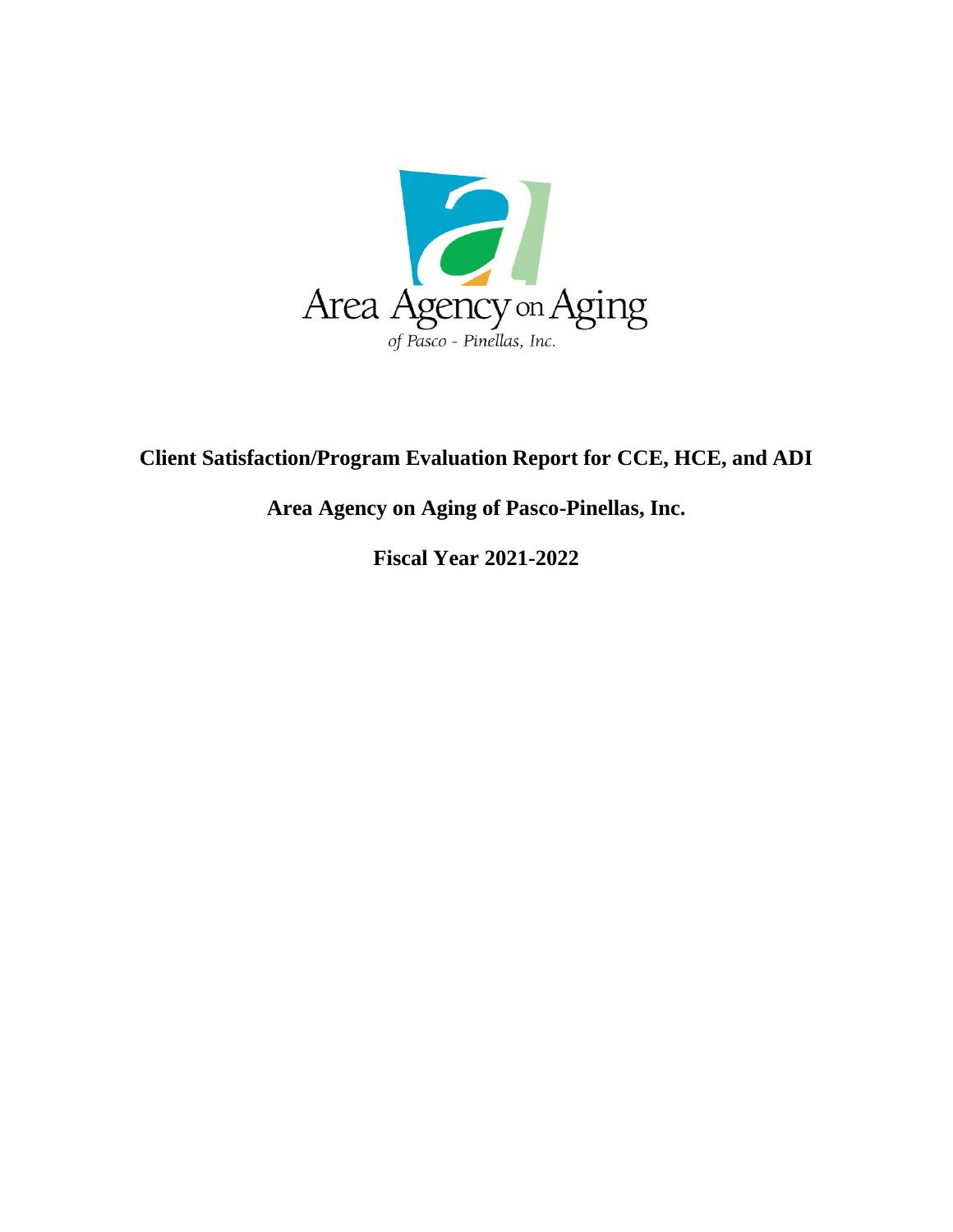Area Agency on Aging

*of Pasco - Pinellas, Inc.*

# Client Satisfaction/Program Evaluation Report for CCE, HCE, and ADI

## Area Agency on Aging of Pasco-Pinellas, Inc.

## Fiscal Year 2021-2022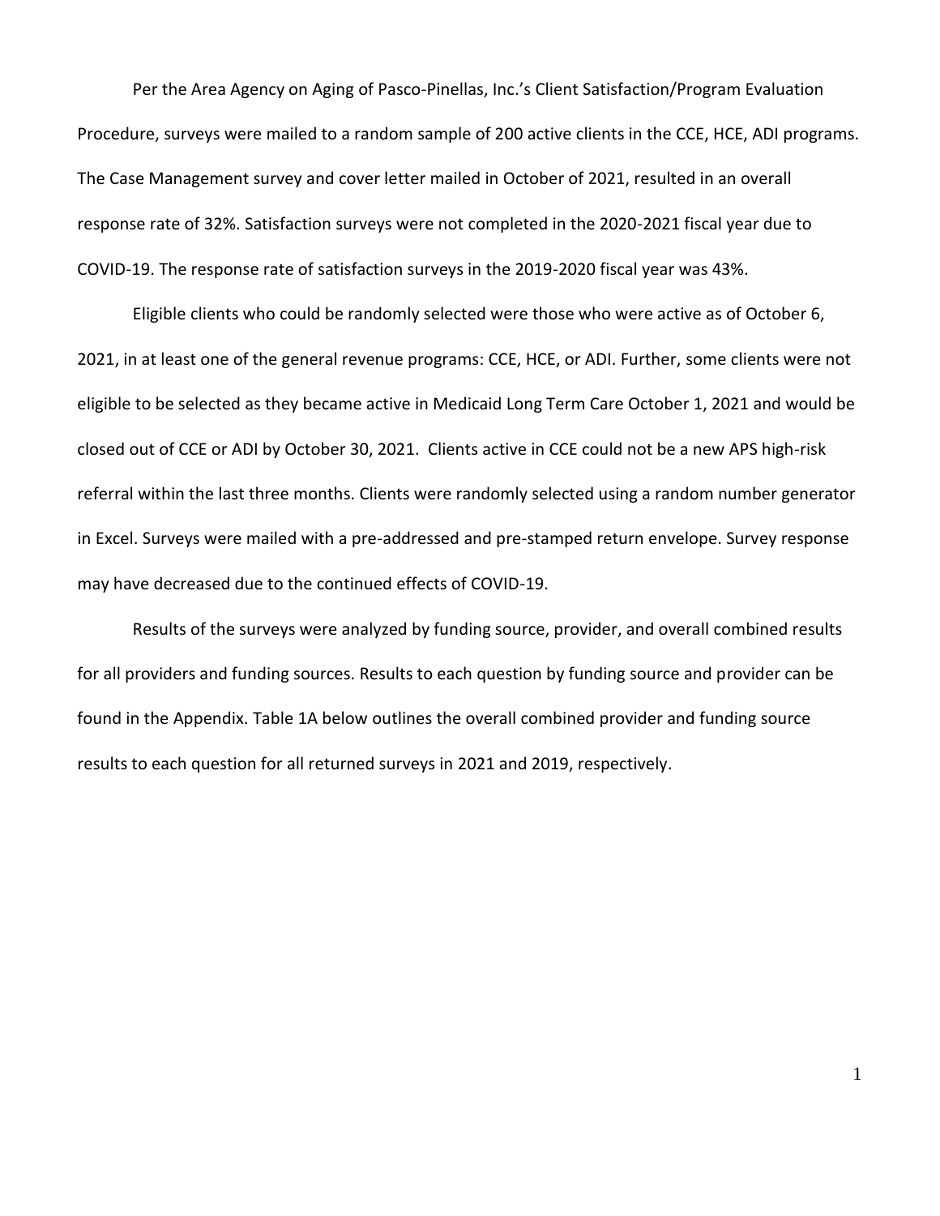Per the Area Agency on Aging of Pasco-Pinellas, Inc.'s Client Satisfaction/Program Evaluation Procedure, surveys were mailed to a random sample of 200 active clients in the CCE, HCE, ADI programs. The Case Management survey and cover letter mailed in October of 2021, resulted in an overall response rate of 32%. Satisfaction surveys were not completed in the 2020-2021 fiscal year due to COVID-19. The response rate of satisfaction surveys in the 2019-2020 fiscal year was 43%.

Eligible clients who could be randomly selected were those who were active as of October 6, 2021, in at least one of the general revenue programs: CCE, HCE, or ADI. Further, some clients were not eligible to be selected as they became active in Medicaid Long Term Care October 1, 2021 and would be closed out of CCE or ADI by October 30, 2021. Clients active in CCE could not be a new APS high-risk referral within the last three months. Clients were randomly selected using a random number generator in Excel. Surveys were mailed with a pre-addressed and pre-stamped return envelope. Survey response may have decreased due to the continued effects of COVID-19.

Results of the surveys were analyzed by funding source, provider, and overall combined results for all providers and funding sources. Results to each question by funding source and provider can be found in the Appendix. Table 1A below outlines the overall combined provider and funding source results to each question for all returned surveys in 2021 and 2019, respectively.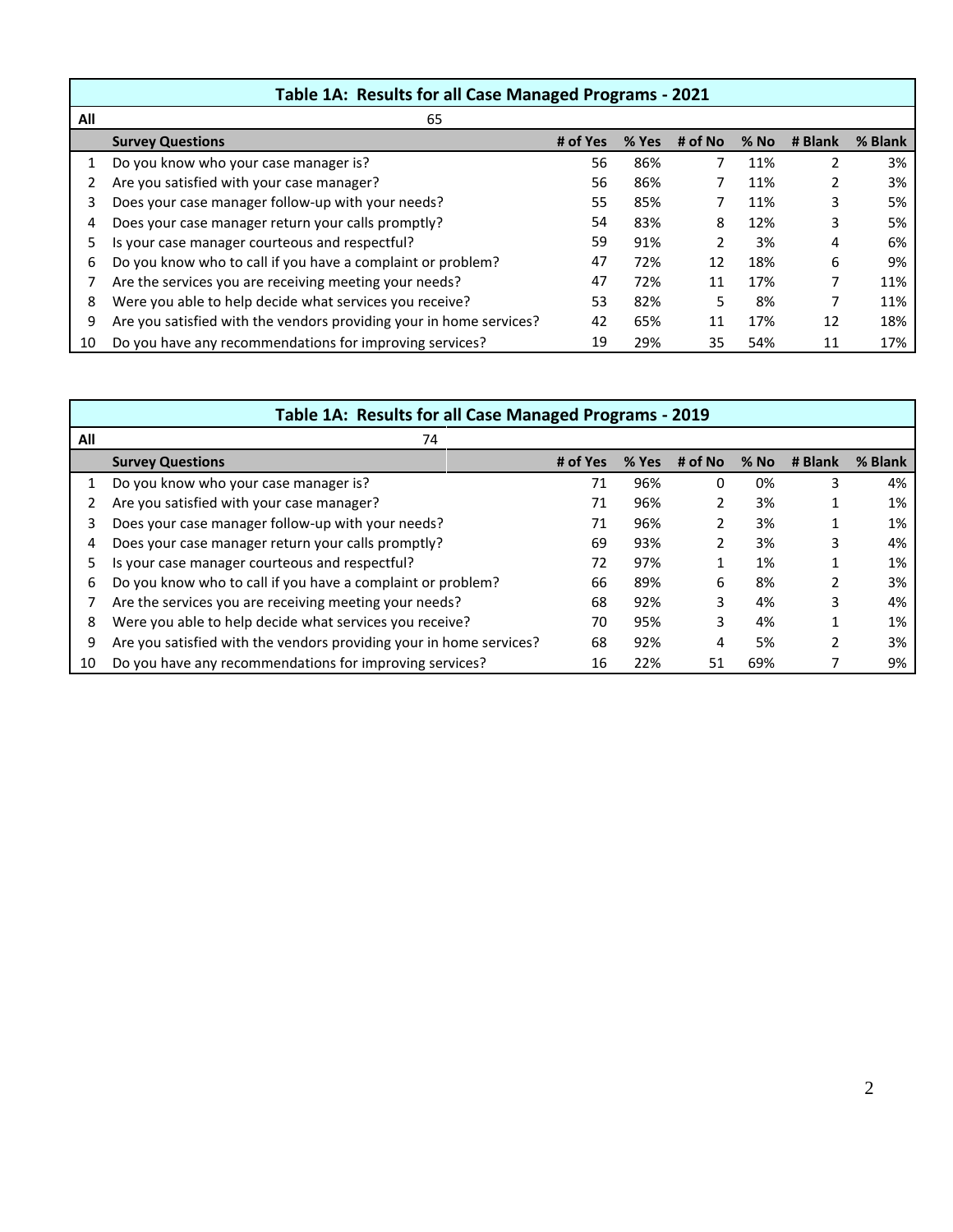| Table 1A: Results for all Case Managed Programs - 2021 | | | | | | | |
|---|---|---|---|---|---|---|---|
| **All** | 65 | | | | | | |
| | **Survey Questions** | **# of Yes** | **% Yes** | **# of No** | **% No** | **# Blank** | **% Blank** |
| 1 | Do you know who your case manager is? | 56 | 86% | 7 | 11% | 2 | 3% |
| 2 | Are you satisfied with your case manager? | 56 | 86% | 7 | 11% | 2 | 3% |
| 3 | Does your case manager follow-up with your needs? | 55 | 85% | 7 | 11% | 3 | 5% |
| 4 | Does your case manager return your calls promptly? | 54 | 83% | 8 | 12% | 3 | 5% |
| 5 | Is your case manager courteous and respectful? | 59 | 91% | 2 | 3% | 4 | 6% |
| 6 | Do you know who to call if you have a complaint or problem? | 47 | 72% | 12 | 18% | 6 | 9% |
| 7 | Are the services you are receiving meeting your needs? | 47 | 72% | 11 | 17% | 7 | 11% |
| 8 | Were you able to help decide what services you receive? | 53 | 82% | 5 | 8% | 7 | 11% |
| 9 | Are you satisfied with the vendors providing your in home services? | 42 | 65% | 11 | 17% | 12 | 18% |
| 10 | Do you have any recommendations for improving services? | 19 | 29% | 35 | 54% | 11 | 17% |

| Table 1A: Results for all Case Managed Programs - 2019 | | | | | | | |
|---|---|---|---|---|---|---|---|
| **All** | 74 | | | | | | |
| | **Survey Questions** | **# of Yes** | **% Yes** | **# of No** | **% No** | **# Blank** | **% Blank** |
| 1 | Do you know who your case manager is? | 71 | 96% | 0 | 0% | 3 | 4% |
| 2 | Are you satisfied with your case manager? | 71 | 96% | 2 | 3% | 1 | 1% |
| 3 | Does your case manager follow-up with your needs? | 71 | 96% | 2 | 3% | 1 | 1% |
| 4 | Does your case manager return your calls promptly? | 69 | 93% | 2 | 3% | 3 | 4% |
| 5 | Is your case manager courteous and respectful? | 72 | 97% | 1 | 1% | 1 | 1% |
| 6 | Do you know who to call if you have a complaint or problem? | 66 | 89% | 6 | 8% | 2 | 3% |
| 7 | Are the services you are receiving meeting your needs? | 68 | 92% | 3 | 4% | 3 | 4% |
| 8 | Were you able to help decide what services you receive? | 70 | 95% | 3 | 4% | 1 | 1% |
| 9 | Are you satisfied with the vendors providing your in home services? | 68 | 92% | 4 | 5% | 2 | 3% |
| 10 | Do you have any recommendations for improving services? | 16 | 22% | 51 | 69% | 7 | 9% |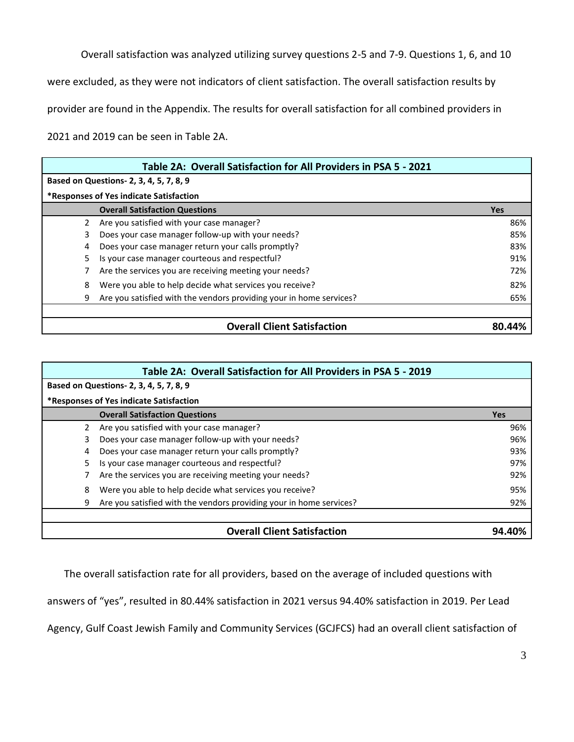Overall satisfaction was analyzed utilizing survey questions 2-5 and 7-9. Questions 1, 6, and 10 were excluded, as they were not indicators of client satisfaction. The overall satisfaction results by provider are found in the Appendix. The results for overall satisfaction for all combined providers in 2021 and 2019 can be seen in Table 2A.

| Table 2A: Overall Satisfaction for All Providers in PSA 5 - 2021 | | |
|---|---|---|
| **Based on Questions- 2, 3, 4, 5, 7, 8, 9** | | |
| ***Responses of Yes indicate Satisfaction** | | |
| | **Overall Satisfaction Questions** | **Yes** |
| 2 | Are you satisfied with your case manager? | 86% |
| 3 | Does your case manager follow-up with your needs? | 85% |
| 4 | Does your case manager return your calls promptly? | 83% |
| 5 | Is your case manager courteous and respectful? | 91% |
| 7 | Are the services you are receiving meeting your needs? | 72% |
| 8 | Were you able to help decide what services you receive? | 82% |
| 9 | Are you satisfied with the vendors providing your in home services? | 65% |
| | **Overall Client Satisfaction** | **80.44%** |

| Table 2A: Overall Satisfaction for All Providers in PSA 5 - 2019 | | |
|---|---|---|
| **Based on Questions- 2, 3, 4, 5, 7, 8, 9** | | |
| ***Responses of Yes indicate Satisfaction** | | |
| | **Overall Satisfaction Questions** | **Yes** |
| 2 | Are you satisfied with your case manager? | 96% |
| 3 | Does your case manager follow-up with your needs? | 96% |
| 4 | Does your case manager return your calls promptly? | 93% |
| 5 | Is your case manager courteous and respectful? | 97% |
| 7 | Are the services you are receiving meeting your needs? | 92% |
| 8 | Were you able to help decide what services you receive? | 95% |
| 9 | Are you satisfied with the vendors providing your in home services? | 92% |
| | **Overall Client Satisfaction** | **94.40%** |

The overall satisfaction rate for all providers, based on the average of included questions with answers of "yes", resulted in 80.44% satisfaction in 2021 versus 94.40% satisfaction in 2019. Per Lead Agency, Gulf Coast Jewish Family and Community Services (GCJFCS) had an overall client satisfaction of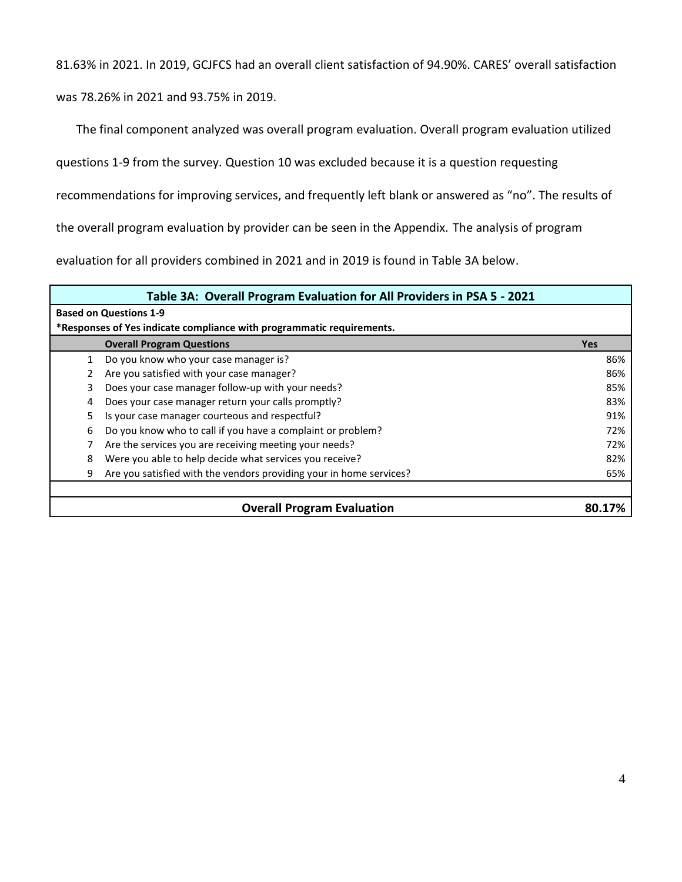81.63% in 2021. In 2019, GCJFCS had an overall client satisfaction of 94.90%. CARES' overall satisfaction was 78.26% in 2021 and 93.75% in 2019.

The final component analyzed was overall program evaluation. Overall program evaluation utilized questions 1-9 from the survey. Question 10 was excluded because it is a question requesting recommendations for improving services, and frequently left blank or answered as "no". The results of the overall program evaluation by provider can be seen in the Appendix. The analysis of program evaluation for all providers combined in 2021 and in 2019 is found in Table 3A below.

**Table 3A: Overall Program Evaluation for All Providers in PSA 5 - 2021**

**Based on Questions 1-9**

***Responses of Yes indicate compliance with programmatic requirements.**

| | Overall Program Questions | Yes |
|---|---|---|
| 1 | Do you know who your case manager is? | 86% |
| 2 | Are you satisfied with your case manager? | 86% |
| 3 | Does your case manager follow-up with your needs? | 85% |
| 4 | Does your case manager return your calls promptly? | 83% |
| 5 | Is your case manager courteous and respectful? | 91% |
| 6 | Do you know who to call if you have a complaint or problem? | 72% |
| 7 | Are the services you are receiving meeting your needs? | 72% |
| 8 | Were you able to help decide what services you receive? | 82% |
| 9 | Are you satisfied with the vendors providing your in home services? | 65% |
| | | |
| | **Overall Program Evaluation** | **80.17%** |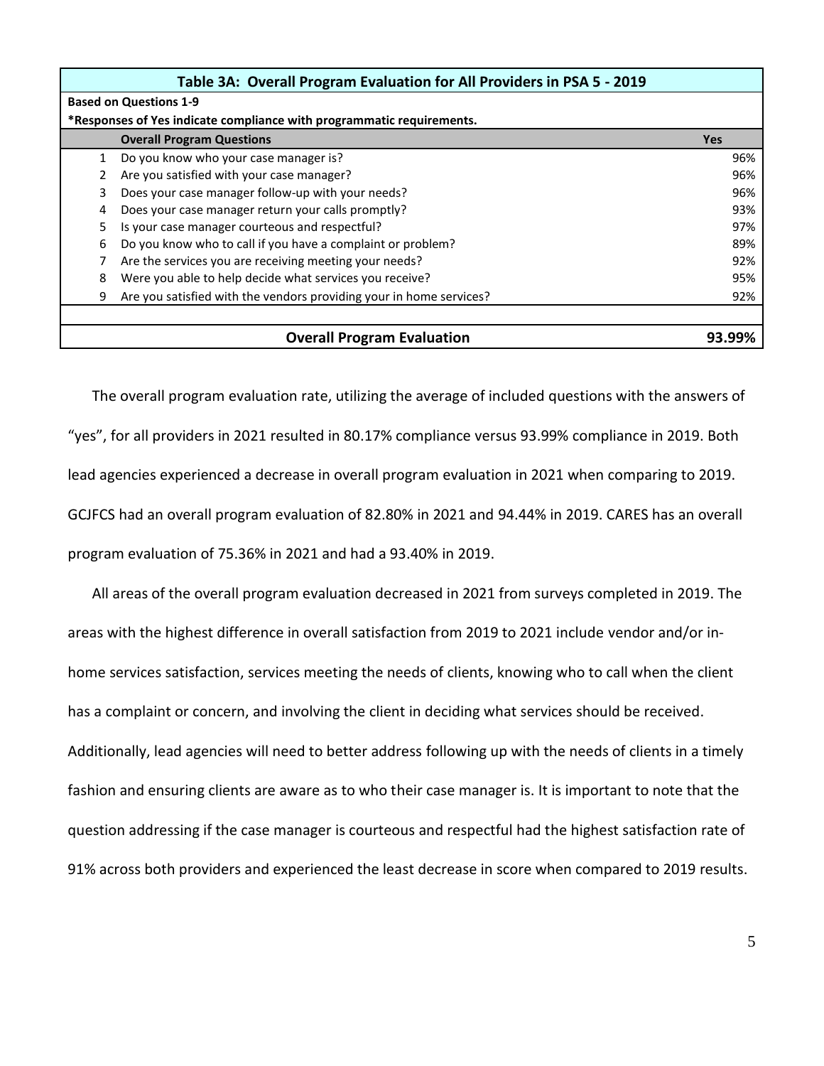| | Table 3A: Overall Program Evaluation for All Providers in PSA 5 - 2019 | |
|---|---|---|
| | **Based on Questions 1-9** | |
| | **\*Responses of Yes indicate compliance with programmatic requirements.** | |
| | **Overall Program Questions** | **Yes** |
| 1 | Do you know who your case manager is? | 96% |
| 2 | Are you satisfied with your case manager? | 96% |
| 3 | Does your case manager follow-up with your needs? | 96% |
| 4 | Does your case manager return your calls promptly? | 93% |
| 5 | Is your case manager courteous and respectful? | 97% |
| 6 | Do you know who to call if you have a complaint or problem? | 89% |
| 7 | Are the services you are receiving meeting your needs? | 92% |
| 8 | Were you able to help decide what services you receive? | 95% |
| 9 | Are you satisfied with the vendors providing your in home services? | 92% |
| | | |
| | **Overall Program Evaluation** | **93.99%** |

The overall program evaluation rate, utilizing the average of included questions with the answers of "yes", for all providers in 2021 resulted in 80.17% compliance versus 93.99% compliance in 2019. Both lead agencies experienced a decrease in overall program evaluation in 2021 when comparing to 2019. GCJFCS had an overall program evaluation of 82.80% in 2021 and 94.44% in 2019. CARES has an overall program evaluation of 75.36% in 2021 and had a 93.40% in 2019.

All areas of the overall program evaluation decreased in 2021 from surveys completed in 2019. The areas with the highest difference in overall satisfaction from 2019 to 2021 include vendor and/or in-home services satisfaction, services meeting the needs of clients, knowing who to call when the client has a complaint or concern, and involving the client in deciding what services should be received. Additionally, lead agencies will need to better address following up with the needs of clients in a timely fashion and ensuring clients are aware as to who their case manager is. It is important to note that the question addressing if the case manager is courteous and respectful had the highest satisfaction rate of 91% across both providers and experienced the least decrease in score when compared to 2019 results.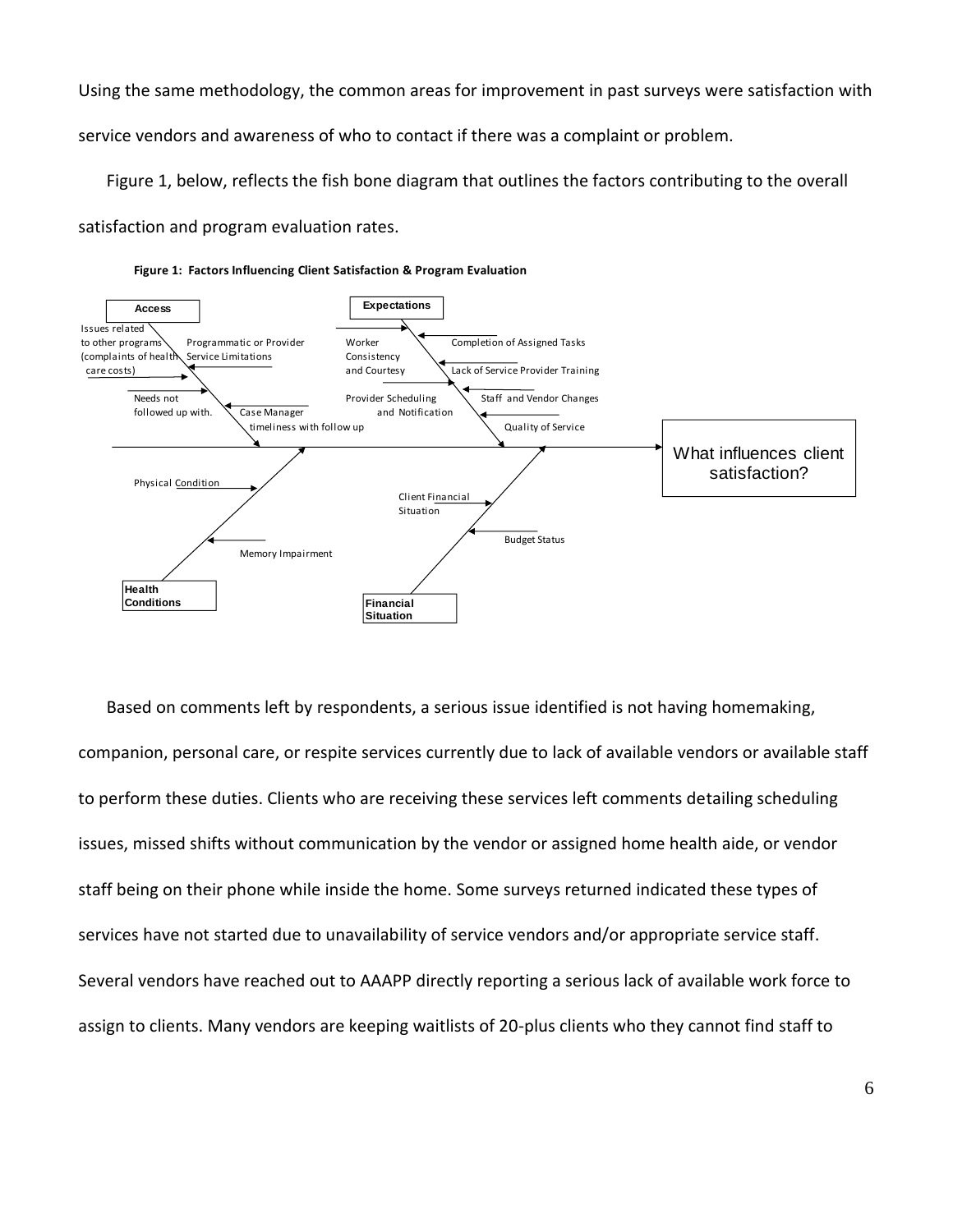Using the same methodology, the common areas for improvement in past surveys were satisfaction with service vendors and awareness of who to contact if there was a complaint or problem.

Figure 1, below, reflects the fish bone diagram that outlines the factors contributing to the overall satisfaction and program evaluation rates.

**Figure 1: Factors Influencing Client Satisfaction & Program Evaluation**

**Access**
- Issues related to other programs (complaints of health care costs)
- Programmatic or Provider Service Limitations
- Needs not followed up with.
- Case Manager timeliness with follow up

**Expectations**
- Worker Consistency and Courtesy
- Completion of Assigned Tasks
- Lack of Service Provider Training
- Provider Scheduling and Notification
- Staff and Vendor Changes
- Quality of Service

**Health Conditions**
- Physical Condition
- Memory Impairment

**Financial Situation**
- Client Financial Situation
- Budget Status

What influences client satisfaction?

Based on comments left by respondents, a serious issue identified is not having homemaking, companion, personal care, or respite services currently due to lack of available vendors or available staff to perform these duties. Clients who are receiving these services left comments detailing scheduling issues, missed shifts without communication by the vendor or assigned home health aide, or vendor staff being on their phone while inside the home. Some surveys returned indicated these types of services have not started due to unavailability of service vendors and/or appropriate service staff. Several vendors have reached out to AAAPP directly reporting a serious lack of available work force to assign to clients. Many vendors are keeping waitlists of 20-plus clients who they cannot find staff to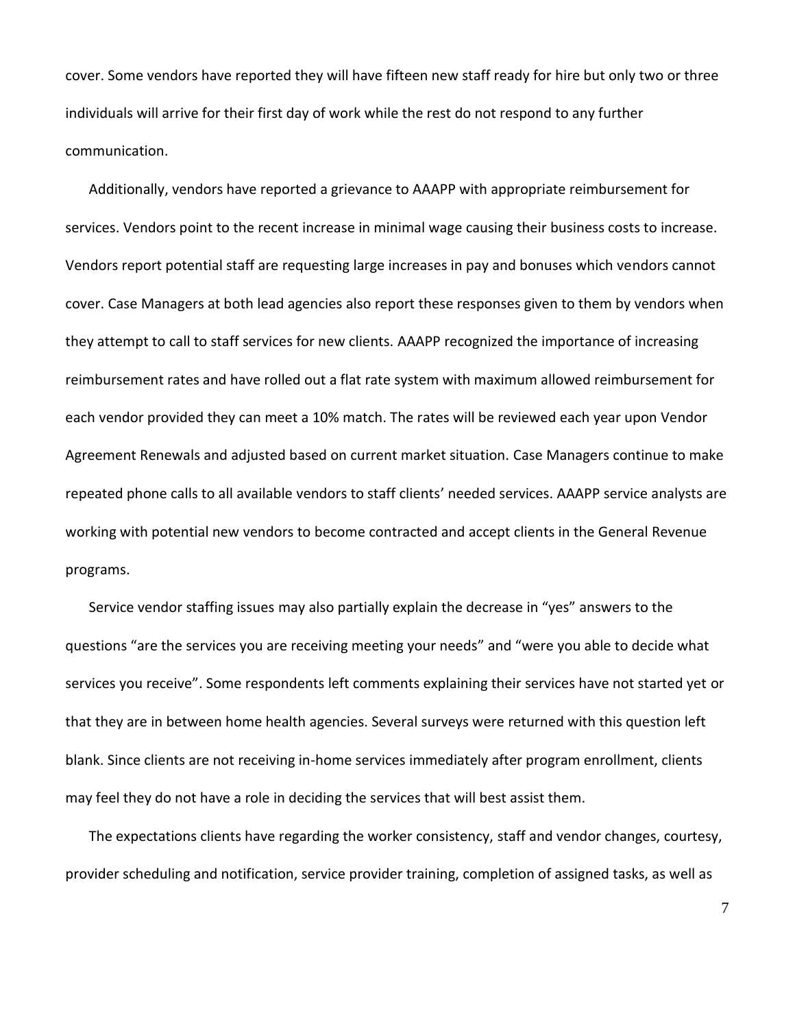cover. Some vendors have reported they will have fifteen new staff ready for hire but only two or three individuals will arrive for their first day of work while the rest do not respond to any further communication.

Additionally, vendors have reported a grievance to AAAPP with appropriate reimbursement for services. Vendors point to the recent increase in minimal wage causing their business costs to increase. Vendors report potential staff are requesting large increases in pay and bonuses which vendors cannot cover. Case Managers at both lead agencies also report these responses given to them by vendors when they attempt to call to staff services for new clients. AAAPP recognized the importance of increasing reimbursement rates and have rolled out a flat rate system with maximum allowed reimbursement for each vendor provided they can meet a 10% match. The rates will be reviewed each year upon Vendor Agreement Renewals and adjusted based on current market situation. Case Managers continue to make repeated phone calls to all available vendors to staff clients' needed services. AAAPP service analysts are working with potential new vendors to become contracted and accept clients in the General Revenue programs.

Service vendor staffing issues may also partially explain the decrease in "yes" answers to the questions "are the services you are receiving meeting your needs" and "were you able to decide what services you receive". Some respondents left comments explaining their services have not started yet or that they are in between home health agencies. Several surveys were returned with this question left blank. Since clients are not receiving in-home services immediately after program enrollment, clients may feel they do not have a role in deciding the services that will best assist them.

The expectations clients have regarding the worker consistency, staff and vendor changes, courtesy, provider scheduling and notification, service provider training, completion of assigned tasks, as well as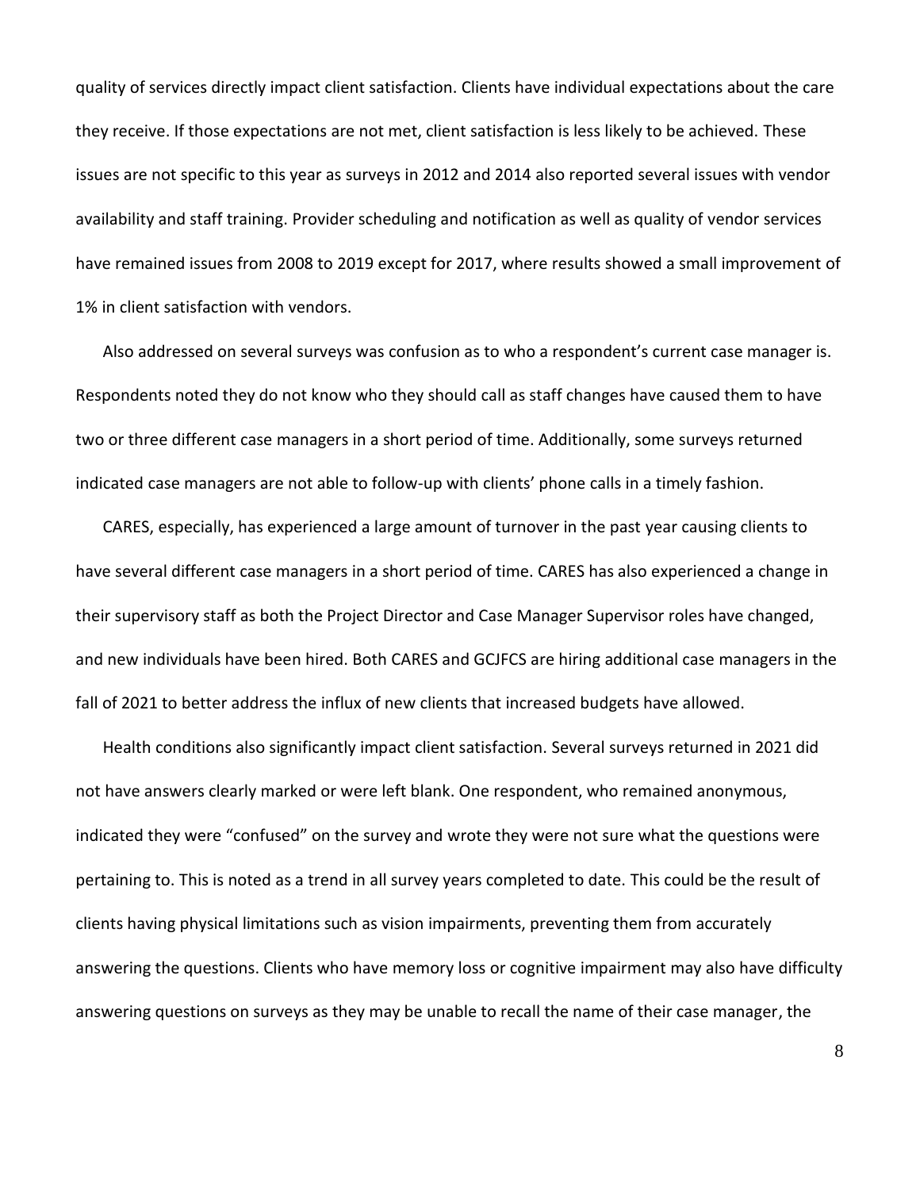quality of services directly impact client satisfaction. Clients have individual expectations about the care they receive. If those expectations are not met, client satisfaction is less likely to be achieved. These issues are not specific to this year as surveys in 2012 and 2014 also reported several issues with vendor availability and staff training. Provider scheduling and notification as well as quality of vendor services have remained issues from 2008 to 2019 except for 2017, where results showed a small improvement of 1% in client satisfaction with vendors.

Also addressed on several surveys was confusion as to who a respondent's current case manager is. Respondents noted they do not know who they should call as staff changes have caused them to have two or three different case managers in a short period of time. Additionally, some surveys returned indicated case managers are not able to follow-up with clients' phone calls in a timely fashion.

CARES, especially, has experienced a large amount of turnover in the past year causing clients to have several different case managers in a short period of time. CARES has also experienced a change in their supervisory staff as both the Project Director and Case Manager Supervisor roles have changed, and new individuals have been hired. Both CARES and GCJFCS are hiring additional case managers in the fall of 2021 to better address the influx of new clients that increased budgets have allowed.

Health conditions also significantly impact client satisfaction. Several surveys returned in 2021 did not have answers clearly marked or were left blank. One respondent, who remained anonymous, indicated they were "confused" on the survey and wrote they were not sure what the questions were pertaining to. This is noted as a trend in all survey years completed to date. This could be the result of clients having physical limitations such as vision impairments, preventing them from accurately answering the questions. Clients who have memory loss or cognitive impairment may also have difficulty answering questions on surveys as they may be unable to recall the name of their case manager, the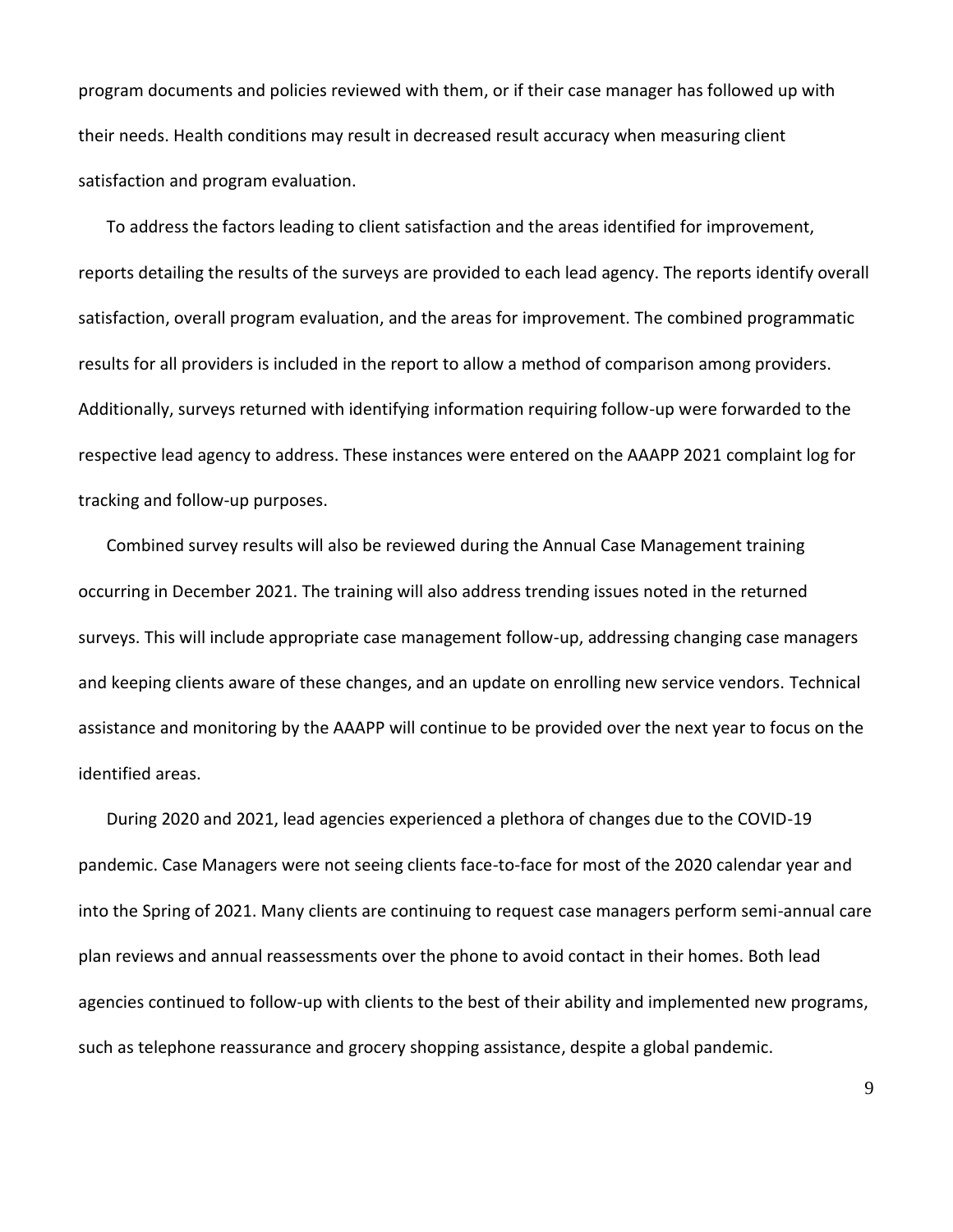program documents and policies reviewed with them, or if their case manager has followed up with their needs. Health conditions may result in decreased result accuracy when measuring client satisfaction and program evaluation.

To address the factors leading to client satisfaction and the areas identified for improvement, reports detailing the results of the surveys are provided to each lead agency. The reports identify overall satisfaction, overall program evaluation, and the areas for improvement. The combined programmatic results for all providers is included in the report to allow a method of comparison among providers. Additionally, surveys returned with identifying information requiring follow-up were forwarded to the respective lead agency to address. These instances were entered on the AAAPP 2021 complaint log for tracking and follow-up purposes.

Combined survey results will also be reviewed during the Annual Case Management training occurring in December 2021. The training will also address trending issues noted in the returned surveys. This will include appropriate case management follow-up, addressing changing case managers and keeping clients aware of these changes, and an update on enrolling new service vendors. Technical assistance and monitoring by the AAAPP will continue to be provided over the next year to focus on the identified areas.

During 2020 and 2021, lead agencies experienced a plethora of changes due to the COVID-19 pandemic. Case Managers were not seeing clients face-to-face for most of the 2020 calendar year and into the Spring of 2021. Many clients are continuing to request case managers perform semi-annual care plan reviews and annual reassessments over the phone to avoid contact in their homes. Both lead agencies continued to follow-up with clients to the best of their ability and implemented new programs, such as telephone reassurance and grocery shopping assistance, despite a global pandemic.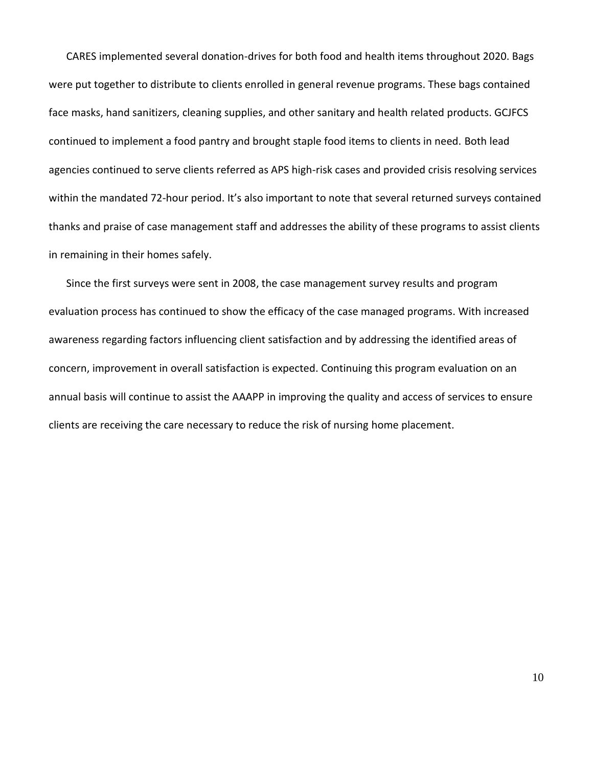CARES implemented several donation-drives for both food and health items throughout 2020. Bags were put together to distribute to clients enrolled in general revenue programs. These bags contained face masks, hand sanitizers, cleaning supplies, and other sanitary and health related products. GCJFCS continued to implement a food pantry and brought staple food items to clients in need. Both lead agencies continued to serve clients referred as APS high-risk cases and provided crisis resolving services within the mandated 72-hour period. It's also important to note that several returned surveys contained thanks and praise of case management staff and addresses the ability of these programs to assist clients in remaining in their homes safely.

Since the first surveys were sent in 2008, the case management survey results and program evaluation process has continued to show the efficacy of the case managed programs. With increased awareness regarding factors influencing client satisfaction and by addressing the identified areas of concern, improvement in overall satisfaction is expected. Continuing this program evaluation on an annual basis will continue to assist the AAAPP in improving the quality and access of services to ensure clients are receiving the care necessary to reduce the risk of nursing home placement.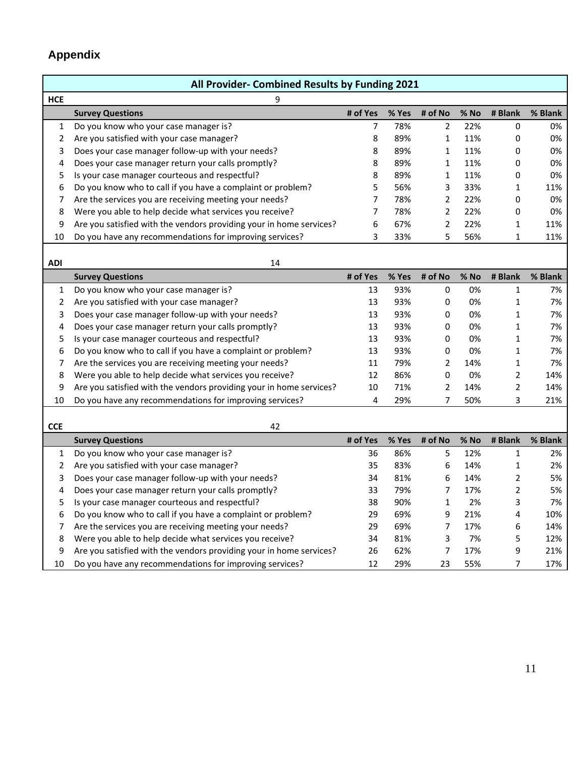## Appendix

**All Provider- Combined Results by Funding 2021**

**HCE** 9

| | Survey Questions | # of Yes | % Yes | # of No | % No | # Blank | % Blank |
|---|---|---|---|---|---|---|---|
| 1 | Do you know who your case manager is? | 7 | 78% | 2 | 22% | 0 | 0% |
| 2 | Are you satisfied with your case manager? | 8 | 89% | 1 | 11% | 0 | 0% |
| 3 | Does your case manager follow-up with your needs? | 8 | 89% | 1 | 11% | 0 | 0% |
| 4 | Does your case manager return your calls promptly? | 8 | 89% | 1 | 11% | 0 | 0% |
| 5 | Is your case manager courteous and respectful? | 8 | 89% | 1 | 11% | 0 | 0% |
| 6 | Do you know who to call if you have a complaint or problem? | 5 | 56% | 3 | 33% | 1 | 11% |
| 7 | Are the services you are receiving meeting your needs? | 7 | 78% | 2 | 22% | 0 | 0% |
| 8 | Were you able to help decide what services you receive? | 7 | 78% | 2 | 22% | 0 | 0% |
| 9 | Are you satisfied with the vendors providing your in home services? | 6 | 67% | 2 | 22% | 1 | 11% |
| 10 | Do you have any recommendations for improving services? | 3 | 33% | 5 | 56% | 1 | 11% |

**ADI** 14

| | Survey Questions | # of Yes | % Yes | # of No | % No | # Blank | % Blank |
|---|---|---|---|---|---|---|---|
| 1 | Do you know who your case manager is? | 13 | 93% | 0 | 0% | 1 | 7% |
| 2 | Are you satisfied with your case manager? | 13 | 93% | 0 | 0% | 1 | 7% |
| 3 | Does your case manager follow-up with your needs? | 13 | 93% | 0 | 0% | 1 | 7% |
| 4 | Does your case manager return your calls promptly? | 13 | 93% | 0 | 0% | 1 | 7% |
| 5 | Is your case manager courteous and respectful? | 13 | 93% | 0 | 0% | 1 | 7% |
| 6 | Do you know who to call if you have a complaint or problem? | 13 | 93% | 0 | 0% | 1 | 7% |
| 7 | Are the services you are receiving meeting your needs? | 11 | 79% | 2 | 14% | 1 | 7% |
| 8 | Were you able to help decide what services you receive? | 12 | 86% | 0 | 0% | 2 | 14% |
| 9 | Are you satisfied with the vendors providing your in home services? | 10 | 71% | 2 | 14% | 2 | 14% |
| 10 | Do you have any recommendations for improving services? | 4 | 29% | 7 | 50% | 3 | 21% |

**CCE** 42

| | Survey Questions | # of Yes | % Yes | # of No | % No | # Blank | % Blank |
|---|---|---|---|---|---|---|---|
| 1 | Do you know who your case manager is? | 36 | 86% | 5 | 12% | 1 | 2% |
| 2 | Are you satisfied with your case manager? | 35 | 83% | 6 | 14% | 1 | 2% |
| 3 | Does your case manager follow-up with your needs? | 34 | 81% | 6 | 14% | 2 | 5% |
| 4 | Does your case manager return your calls promptly? | 33 | 79% | 7 | 17% | 2 | 5% |
| 5 | Is your case manager courteous and respectful? | 38 | 90% | 1 | 2% | 3 | 7% |
| 6 | Do you know who to call if you have a complaint or problem? | 29 | 69% | 9 | 21% | 4 | 10% |
| 7 | Are the services you are receiving meeting your needs? | 29 | 69% | 7 | 17% | 6 | 14% |
| 8 | Were you able to help decide what services you receive? | 34 | 81% | 3 | 7% | 5 | 12% |
| 9 | Are you satisfied with the vendors providing your in home services? | 26 | 62% | 7 | 17% | 9 | 21% |
| 10 | Do you have any recommendations for improving services? | 12 | 29% | 23 | 55% | 7 | 17% |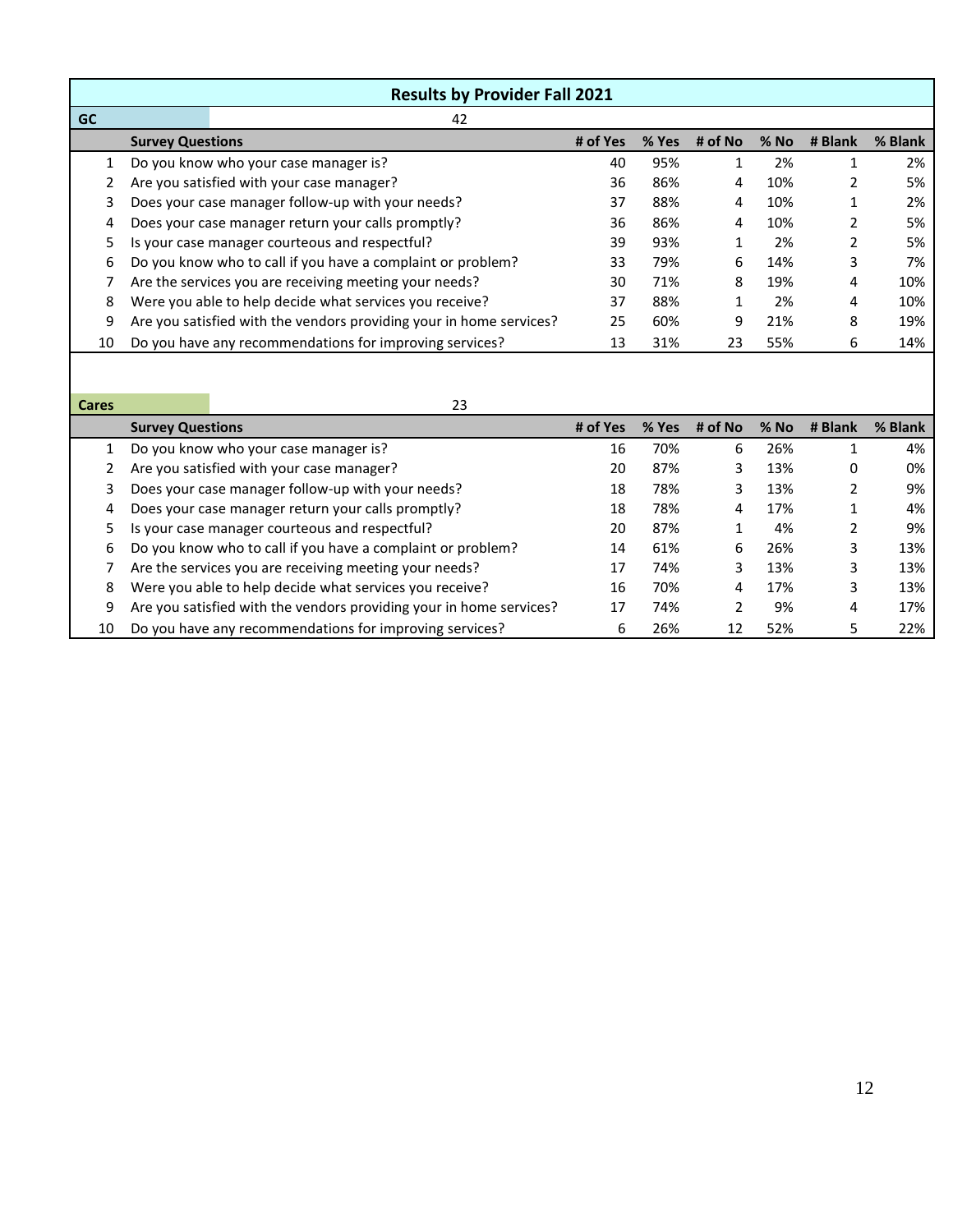## Results by Provider Fall 2021

**GC** 42

| | Survey Questions | # of Yes | % Yes | # of No | % No | # Blank | % Blank |
|---|---|---|---|---|---|---|---|
| 1 | Do you know who your case manager is? | 40 | 95% | 1 | 2% | 1 | 2% |
| 2 | Are you satisfied with your case manager? | 36 | 86% | 4 | 10% | 2 | 5% |
| 3 | Does your case manager follow-up with your needs? | 37 | 88% | 4 | 10% | 1 | 2% |
| 4 | Does your case manager return your calls promptly? | 36 | 86% | 4 | 10% | 2 | 5% |
| 5 | Is your case manager courteous and respectful? | 39 | 93% | 1 | 2% | 2 | 5% |
| 6 | Do you know who to call if you have a complaint or problem? | 33 | 79% | 6 | 14% | 3 | 7% |
| 7 | Are the services you are receiving meeting your needs? | 30 | 71% | 8 | 19% | 4 | 10% |
| 8 | Were you able to help decide what services you receive? | 37 | 88% | 1 | 2% | 4 | 10% |
| 9 | Are you satisfied with the vendors providing your in home services? | 25 | 60% | 9 | 21% | 8 | 19% |
| 10 | Do you have any recommendations for improving services? | 13 | 31% | 23 | 55% | 6 | 14% |

**Cares** 23

| | Survey Questions | # of Yes | % Yes | # of No | % No | # Blank | % Blank |
|---|---|---|---|---|---|---|---|
| 1 | Do you know who your case manager is? | 16 | 70% | 6 | 26% | 1 | 4% |
| 2 | Are you satisfied with your case manager? | 20 | 87% | 3 | 13% | 0 | 0% |
| 3 | Does your case manager follow-up with your needs? | 18 | 78% | 3 | 13% | 2 | 9% |
| 4 | Does your case manager return your calls promptly? | 18 | 78% | 4 | 17% | 1 | 4% |
| 5 | Is your case manager courteous and respectful? | 20 | 87% | 1 | 4% | 2 | 9% |
| 6 | Do you know who to call if you have a complaint or problem? | 14 | 61% | 6 | 26% | 3 | 13% |
| 7 | Are the services you are receiving meeting your needs? | 17 | 74% | 3 | 13% | 3 | 13% |
| 8 | Were you able to help decide what services you receive? | 16 | 70% | 4 | 17% | 3 | 13% |
| 9 | Are you satisfied with the vendors providing your in home services? | 17 | 74% | 2 | 9% | 4 | 17% |
| 10 | Do you have any recommendations for improving services? | 6 | 26% | 12 | 52% | 5 | 22% |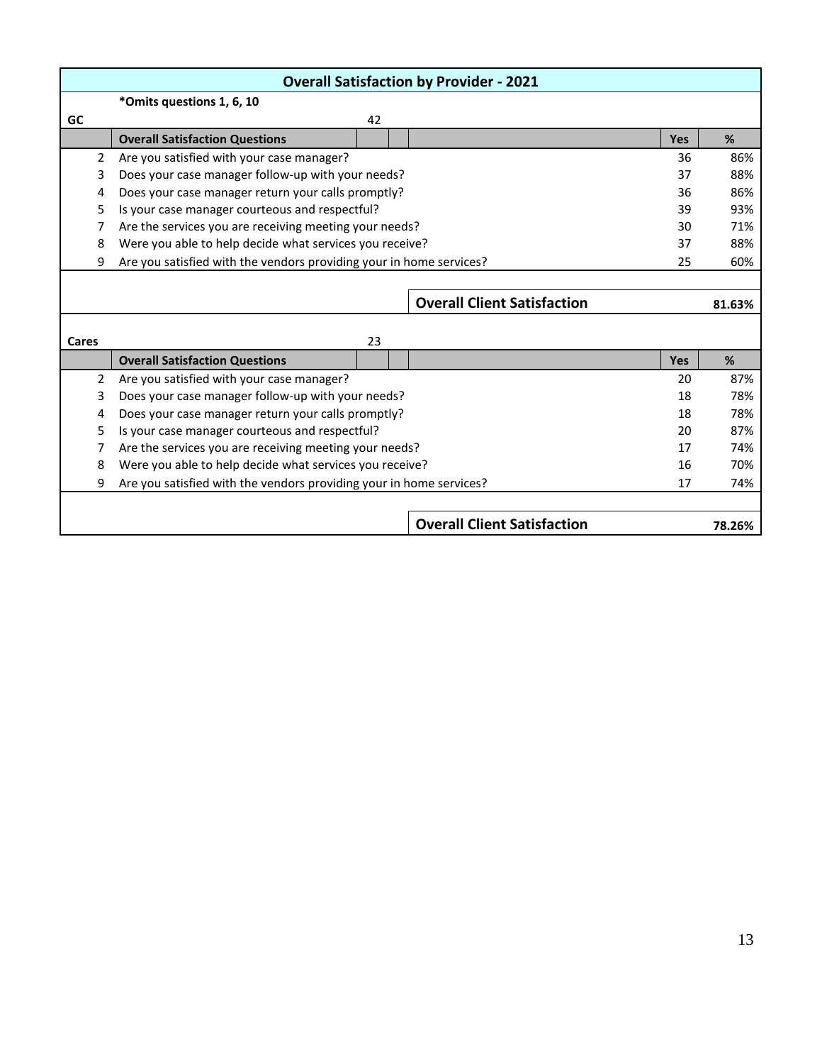## Overall Satisfaction by Provider - 2021

***Omits questions 1, 6, 10**

**GC** 42

| | Overall Satisfaction Questions | Yes | % |
|---|---|---|---|
| 2 | Are you satisfied with your case manager? | 36 | 86% |
| 3 | Does your case manager follow-up with your needs? | 37 | 88% |
| 4 | Does your case manager return your calls promptly? | 36 | 86% |
| 5 | Is your case manager courteous and respectful? | 39 | 93% |
| 7 | Are the services you are receiving meeting your needs? | 30 | 71% |
| 8 | Were you able to help decide what services you receive? | 37 | 88% |
| 9 | Are you satisfied with the vendors providing your in home services? | 25 | 60% |
| | **Overall Client Satisfaction** | | **81.63%** |

**Cares** 23

| | Overall Satisfaction Questions | Yes | % |
|---|---|---|---|
| 2 | Are you satisfied with your case manager? | 20 | 87% |
| 3 | Does your case manager follow-up with your needs? | 18 | 78% |
| 4 | Does your case manager return your calls promptly? | 18 | 78% |
| 5 | Is your case manager courteous and respectful? | 20 | 87% |
| 7 | Are the services you are receiving meeting your needs? | 17 | 74% |
| 8 | Were you able to help decide what services you receive? | 16 | 70% |
| 9 | Are you satisfied with the vendors providing your in home services? | 17 | 74% |
| | **Overall Client Satisfaction** | | **78.26%** |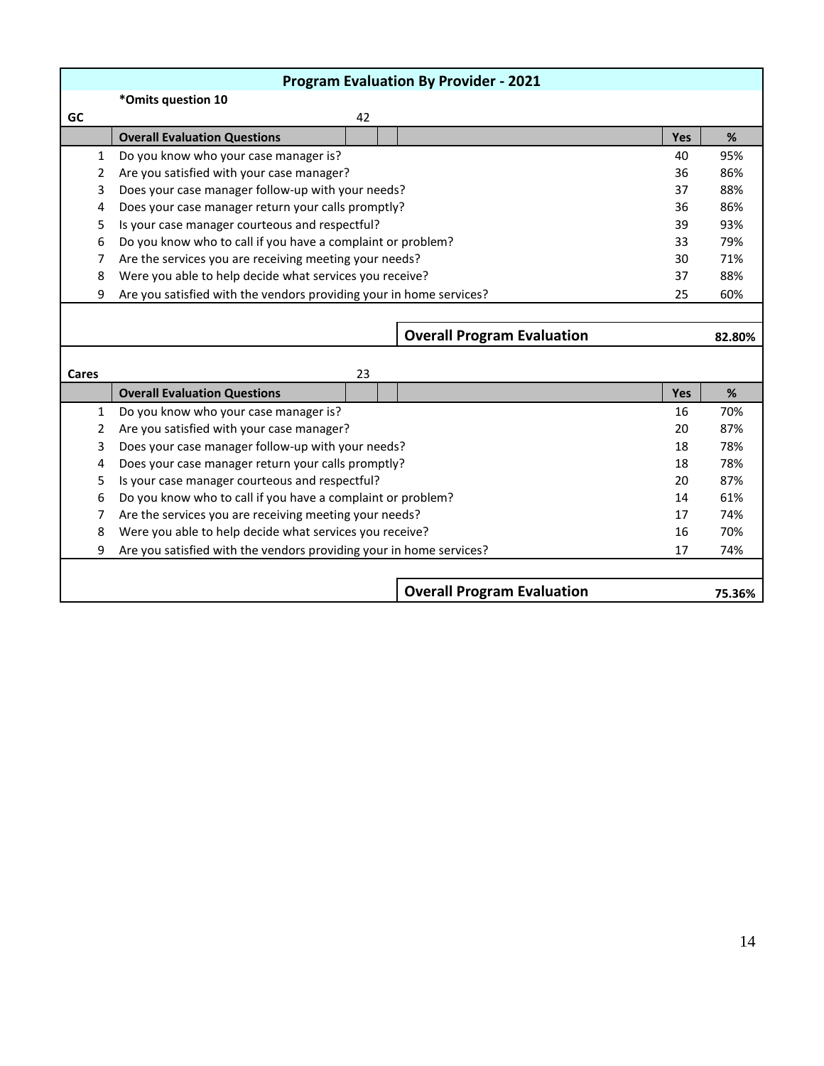## Program Evaluation By Provider - 2021

*Omits question 10

**GC** 42

| | Overall Evaluation Questions | Yes | % |
|---|---|---|---|
| 1 | Do you know who your case manager is? | 40 | 95% |
| 2 | Are you satisfied with your case manager? | 36 | 86% |
| 3 | Does your case manager follow-up with your needs? | 37 | 88% |
| 4 | Does your case manager return your calls promptly? | 36 | 86% |
| 5 | Is your case manager courteous and respectful? | 39 | 93% |
| 6 | Do you know who to call if you have a complaint or problem? | 33 | 79% |
| 7 | Are the services you are receiving meeting your needs? | 30 | 71% |
| 8 | Were you able to help decide what services you receive? | 37 | 88% |
| 9 | Are you satisfied with the vendors providing your in home services? | 25 | 60% |
| | **Overall Program Evaluation** | | **82.80%** |

**Cares** 23

| | Overall Evaluation Questions | Yes | % |
|---|---|---|---|
| 1 | Do you know who your case manager is? | 16 | 70% |
| 2 | Are you satisfied with your case manager? | 20 | 87% |
| 3 | Does your case manager follow-up with your needs? | 18 | 78% |
| 4 | Does your case manager return your calls promptly? | 18 | 78% |
| 5 | Is your case manager courteous and respectful? | 20 | 87% |
| 6 | Do you know who to call if you have a complaint or problem? | 14 | 61% |
| 7 | Are the services you are receiving meeting your needs? | 17 | 74% |
| 8 | Were you able to help decide what services you receive? | 16 | 70% |
| 9 | Are you satisfied with the vendors providing your in home services? | 17 | 74% |
| | **Overall Program Evaluation** | | **75.36%** |